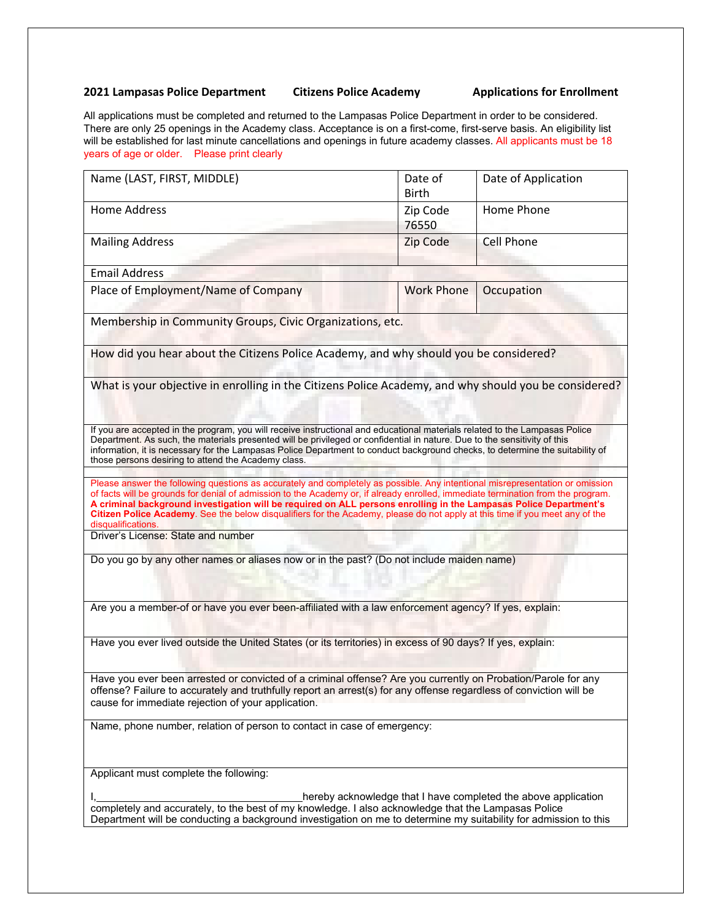**2021 Lampasas Police Department        Citizens Police Academy        Applications for Enrollment**

All applications must be completed and returned to the Lampasas Police Department in order to be considered. There are only 25 openings in the Academy class. Acceptance is on a first-come, first-serve basis. An eligibility list will be established for last minute cancellations and openings in future academy classes. All applicants must be 18 years of age or older.    Please print clearly

| Name (LAST, FIRST, MIDDLE) | Date of Birth | Date of Application |
|---|---|---|
| Home Address | Zip Code 76550 | Home Phone |
| Mailing Address | Zip Code | Cell Phone |
| Email Address | | |
| Place of Employment/Name of Company | Work Phone | Occupation |
| Membership in Community Groups, Civic Organizations, etc. | | |
| How did you hear about the Citizens Police Academy, and why should you be considered? | | |
| What is your objective in enrolling in the Citizens Police Academy, and why should you be considered? | | |

If you are accepted in the program, you will receive instructional and educational materials related to the Lampasas Police Department. As such, the materials presented will be privileged or confidential in nature. Due to the sensitivity of this information, it is necessary for the Lampasas Police Department to conduct background checks, to determine the suitability of those persons desiring to attend the Academy class.

Please answer the following questions as accurately and completely as possible. Any intentional misrepresentation or omission of facts will be grounds for denial of admission to the Academy or, if already enrolled, immediate termination from the program. **A criminal background investigation will be required on ALL persons enrolling in the Lampasas Police Department's Citizen Police Academy**. See the below disqualifiers for the Academy, please do not apply at this time if you meet any of the disqualifications.

Driver's License: State and number

Do you go by any other names or aliases now or in the past? (Do not include maiden name)

Are you a member-of or have you ever been-affiliated with a law enforcement agency? If yes, explain:

Have you ever lived outside the United States (or its territories) in excess of 90 days? If yes, explain:

Have you ever been arrested or convicted of a criminal offense? Are you currently on Probation/Parole for any offense? Failure to accurately and truthfully report an arrest(s) for any offense regardless of conviction will be cause for immediate rejection of your application.

Name, phone number, relation of person to contact in case of emergency:

Applicant must complete the following:

I,____________________________________hereby acknowledge that I have completed the above application completely and accurately, to the best of my knowledge. I also acknowledge that the Lampasas Police Department will be conducting a background investigation on me to determine my suitability for admission to this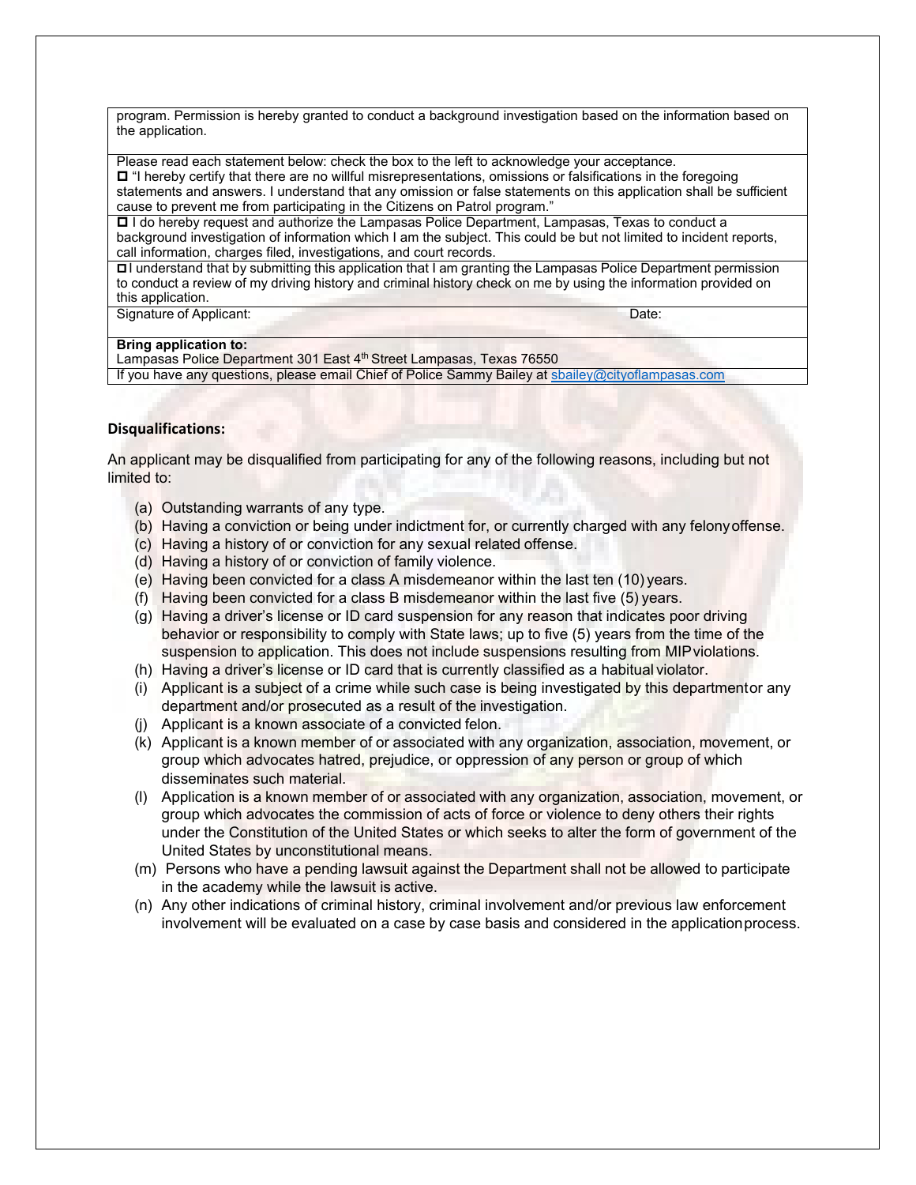program. Permission is hereby granted to conduct a background investigation based on the information based on the application.

Please read each statement below: check the box to the left to acknowledge your acceptance.

☐ "I hereby certify that there are no willful misrepresentations, omissions or falsifications in the foregoing statements and answers. I understand that any omission or false statements on this application shall be sufficient cause to prevent me from participating in the Citizens on Patrol program."

☐ I do hereby request and authorize the Lampasas Police Department, Lampasas, Texas to conduct a background investigation of information which I am the subject. This could be but not limited to incident reports, call information, charges filed, investigations, and court records.

☐ I understand that by submitting this application that I am granting the Lampasas Police Department permission to conduct a review of my driving history and criminal history check on me by using the information provided on this application.

Signature of Applicant: Date:

**Bring application to:**
Lampasas Police Department 301 East 4th Street Lampasas, Texas 76550

If you have any questions, please email Chief of Police Sammy Bailey at sbailey@cityoflampasas.com

**Disqualifications:**

An applicant may be disqualified from participating for any of the following reasons, including but not limited to:

(a) Outstanding warrants of any type.
(b) Having a conviction or being under indictment for, or currently charged with any felony offense.
(c) Having a history of or conviction for any sexual related offense.
(d) Having a history of or conviction of family violence.
(e) Having been convicted for a class A misdemeanor within the last ten (10) years.
(f) Having been convicted for a class B misdemeanor within the last five (5) years.
(g) Having a driver's license or ID card suspension for any reason that indicates poor driving behavior or responsibility to comply with State laws; up to five (5) years from the time of the suspension to application. This does not include suspensions resulting from MIP violations.
(h) Having a driver's license or ID card that is currently classified as a habitual violator.
(i) Applicant is a subject of a crime while such case is being investigated by this department or any department and/or prosecuted as a result of the investigation.
(j) Applicant is a known associate of a convicted felon.
(k) Applicant is a known member of or associated with any organization, association, movement, or group which advocates hatred, prejudice, or oppression of any person or group of which disseminates such material.
(l) Application is a known member of or associated with any organization, association, movement, or group which advocates the commission of acts of force or violence to deny others their rights under the Constitution of the United States or which seeks to alter the form of government of the United States by unconstitutional means.
(m) Persons who have a pending lawsuit against the Department shall not be allowed to participate in the academy while the lawsuit is active.
(n) Any other indications of criminal history, criminal involvement and/or previous law enforcement involvement will be evaluated on a case by case basis and considered in the application process.